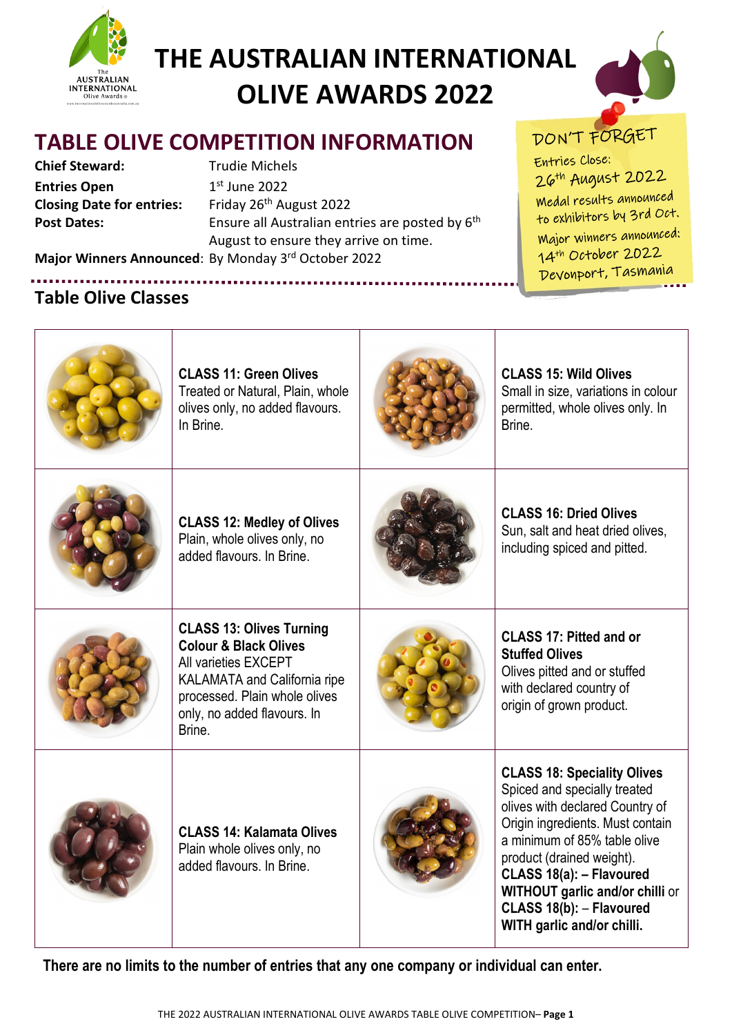# THE AUSTRALIAN INTERNATIONAL OLIVE AWARDS 2022

## TABLE OLIVE COMPETITION INFORMATION

**Chief Steward:** Trudie Michels
**Entries Open** 1st June 2022
**Closing Date for entries:** Friday 26th August 2022
**Post Dates:** Ensure all Australian entries are posted by 6th August to ensure they arrive on time.
**Major Winners Announced**: By Monday 3rd October 2022

DON'T FORGET
Entries Close: 26th August 2022
Medal results announced to exhibitors by 3rd Oct.
Major winners announced: 14th October 2022
Devonport, Tasmania

## Table Olive Classes

| | | | |
|---|---|---|---|
| | **CLASS 11: Green Olives** Treated or Natural, Plain, whole olives only, no added flavours. In Brine. | | **CLASS 15: Wild Olives** Small in size, variations in colour permitted, whole olives only. In Brine. |
| | **CLASS 12: Medley of Olives** Plain, whole olives only, no added flavours. In Brine. | | **CLASS 16: Dried Olives** Sun, salt and heat dried olives, including spiced and pitted. |
| | **CLASS 13: Olives Turning Colour & Black Olives** All varieties EXCEPT KALAMATA and California ripe processed. Plain whole olives only, no added flavours. In Brine. | | **CLASS 17: Pitted and or Stuffed Olives** Olives pitted and or stuffed with declared country of origin of grown product. |
| | **CLASS 14: Kalamata Olives** Plain whole olives only, no added flavours. In Brine. | | **CLASS 18: Speciality Olives** Spiced and specially treated olives with declared Country of Origin ingredients. Must contain a minimum of 85% table olive product (drained weight). **CLASS 18(a): – Flavoured WITHOUT garlic and/or chilli** or **CLASS 18(b): – Flavoured WITH garlic and/or chilli.** |

**There are no limits to the number of entries that any one company or individual can enter.**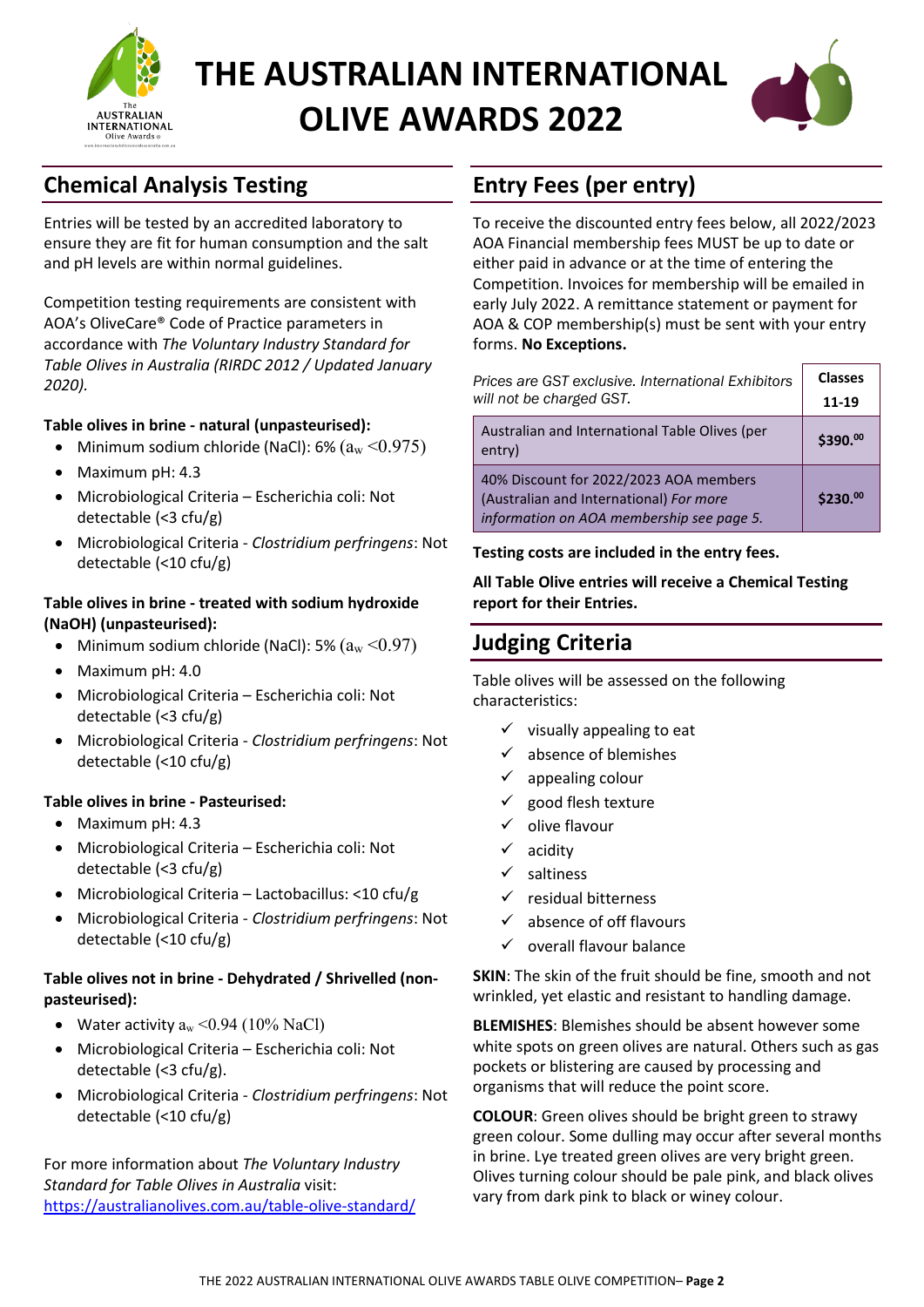# THE AUSTRALIAN INTERNATIONAL OLIVE AWARDS 2022

## Chemical Analysis Testing

Entries will be tested by an accredited laboratory to ensure they are fit for human consumption and the salt and pH levels are within normal guidelines.

Competition testing requirements are consistent with AOA's OliveCare® Code of Practice parameters in accordance with *The Voluntary Industry Standard for Table Olives in Australia (RIRDC 2012 / Updated January 2020).*

**Table olives in brine - natural (unpasteurised):**

- Minimum sodium chloride (NaCl): 6% ($a_w < 0.975$)
- Maximum pH: 4.3
- Microbiological Criteria – Escherichia coli: Not detectable (<3 cfu/g)
- Microbiological Criteria - *Clostridium perfringens*: Not detectable (<10 cfu/g)

**Table olives in brine - treated with sodium hydroxide (NaOH) (unpasteurised):**

- Minimum sodium chloride (NaCl): 5% ($a_w < 0.97$)
- Maximum pH: 4.0
- Microbiological Criteria – Escherichia coli: Not detectable (<3 cfu/g)
- Microbiological Criteria - *Clostridium perfringens*: Not detectable (<10 cfu/g)

**Table olives in brine - Pasteurised:**

- Maximum pH: 4.3
- Microbiological Criteria – Escherichia coli: Not detectable (<3 cfu/g)
- Microbiological Criteria – Lactobacillus: <10 cfu/g
- Microbiological Criteria - *Clostridium perfringens*: Not detectable (<10 cfu/g)

**Table olives not in brine - Dehydrated / Shrivelled (non-pasteurised):**

- Water activity $a_w < 0.94$ (10% NaCl)
- Microbiological Criteria – Escherichia coli: Not detectable (<3 cfu/g).
- Microbiological Criteria - *Clostridium perfringens*: Not detectable (<10 cfu/g)

For more information about *The Voluntary Industry Standard for Table Olives in Australia* visit: https://australianolives.com.au/table-olive-standard/

## Entry Fees (per entry)

To receive the discounted entry fees below, all 2022/2023 AOA Financial membership fees MUST be up to date or either paid in advance or at the time of entering the Competition. Invoices for membership will be emailed in early July 2022. A remittance statement or payment for AOA & COP membership(s) must be sent with your entry forms. **No Exceptions.**

| *Prices are GST exclusive. International Exhibitors will not be charged GST.* | **Classes 11-19** |
|---|---|
| Australian and International Table Olives (per entry) | **$390.00** |
| 40% Discount for 2022/2023 AOA members (Australian and International) *For more information on AOA membership see page 5.* | **$230.00** |

**Testing costs are included in the entry fees.**

**All Table Olive entries will receive a Chemical Testing report for their Entries.**

## Judging Criteria

Table olives will be assessed on the following characteristics:

- ✓ visually appealing to eat
- ✓ absence of blemishes
- ✓ appealing colour
- ✓ good flesh texture
- ✓ olive flavour
- ✓ acidity
- ✓ saltiness
- ✓ residual bitterness
- ✓ absence of off flavours
- ✓ overall flavour balance

**SKIN**: The skin of the fruit should be fine, smooth and not wrinkled, yet elastic and resistant to handling damage.

**BLEMISHES**: Blemishes should be absent however some white spots on green olives are natural. Others such as gas pockets or blistering are caused by processing and organisms that will reduce the point score.

**COLOUR**: Green olives should be bright green to strawy green colour. Some dulling may occur after several months in brine. Lye treated green olives are very bright green. Olives turning colour should be pale pink, and black olives vary from dark pink to black or winey colour.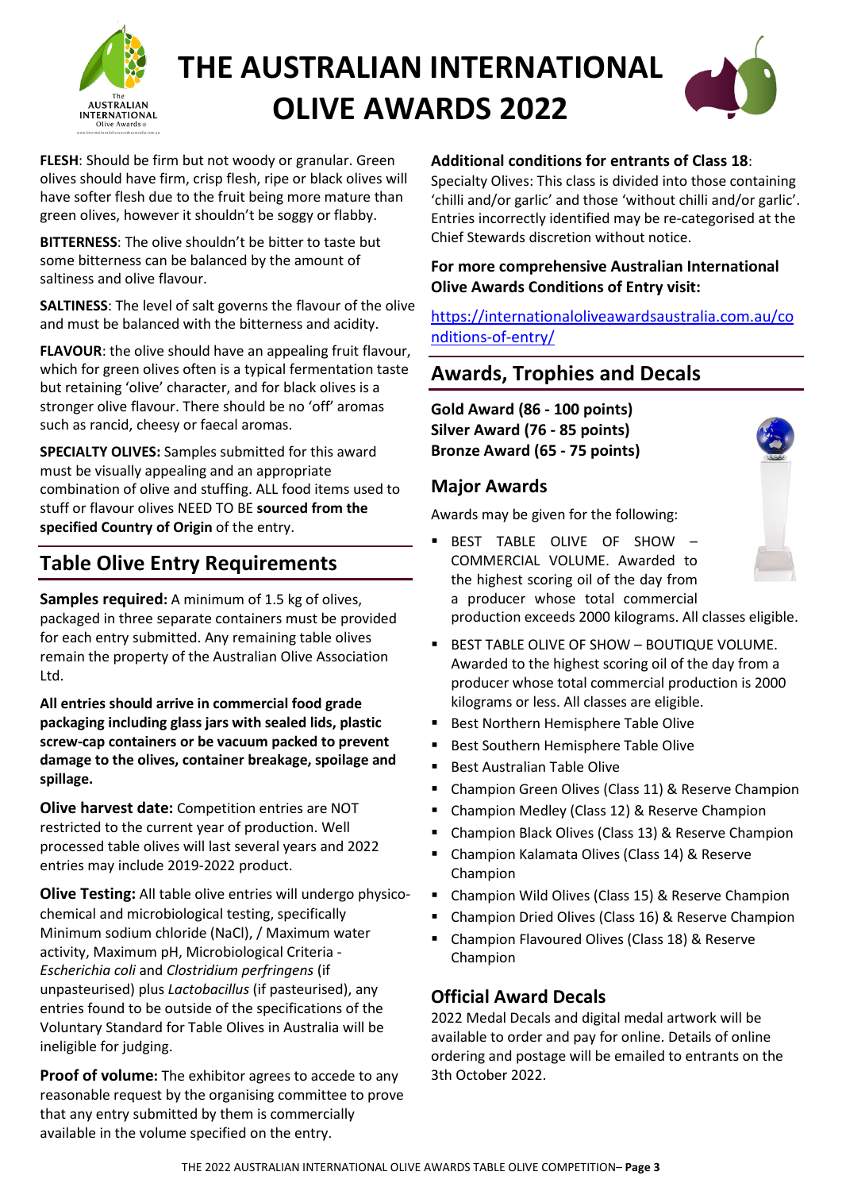# THE AUSTRALIAN INTERNATIONAL OLIVE AWARDS 2022

**FLESH**: Should be firm but not woody or granular. Green olives should have firm, crisp flesh, ripe or black olives will have softer flesh due to the fruit being more mature than green olives, however it shouldn't be soggy or flabby.

**BITTERNESS**: The olive shouldn't be bitter to taste but some bitterness can be balanced by the amount of saltiness and olive flavour.

**SALTINESS**: The level of salt governs the flavour of the olive and must be balanced with the bitterness and acidity.

**FLAVOUR**: the olive should have an appealing fruit flavour, which for green olives often is a typical fermentation taste but retaining 'olive' character, and for black olives is a stronger olive flavour. There should be no 'off' aromas such as rancid, cheesy or faecal aromas.

**SPECIALTY OLIVES:** Samples submitted for this award must be visually appealing and an appropriate combination of olive and stuffing. ALL food items used to stuff or flavour olives NEED TO BE **sourced from the specified Country of Origin** of the entry.

## Table Olive Entry Requirements

**Samples required:** A minimum of 1.5 kg of olives, packaged in three separate containers must be provided for each entry submitted. Any remaining table olives remain the property of the Australian Olive Association Ltd.

**All entries should arrive in commercial food grade packaging including glass jars with sealed lids, plastic screw-cap containers or be vacuum packed to prevent damage to the olives, container breakage, spoilage and spillage.**

**Olive harvest date:** Competition entries are NOT restricted to the current year of production. Well processed table olives will last several years and 2022 entries may include 2019-2022 product.

**Olive Testing:** All table olive entries will undergo physico-chemical and microbiological testing, specifically Minimum sodium chloride (NaCl), / Maximum water activity, Maximum pH, Microbiological Criteria - *Escherichia coli* and *Clostridium perfringens* (if unpasteurised) plus *Lactobacillus* (if pasteurised), any entries found to be outside of the specifications of the Voluntary Standard for Table Olives in Australia will be ineligible for judging.

**Proof of volume:** The exhibitor agrees to accede to any reasonable request by the organising committee to prove that any entry submitted by them is commercially available in the volume specified on the entry.

**Additional conditions for entrants of Class 18**:
Specialty Olives: This class is divided into those containing 'chilli and/or garlic' and those 'without chilli and/or garlic'. Entries incorrectly identified may be re-categorised at the Chief Stewards discretion without notice.

**For more comprehensive Australian International Olive Awards Conditions of Entry visit:**

https://internationaloliveawardsaustralia.com.au/conditions-of-entry/

## Awards, Trophies and Decals

**Gold Award (86 - 100 points)**
**Silver Award (76 - 85 points)**
**Bronze Award (65 - 75 points)**

### Major Awards

Awards may be given for the following:

- BEST TABLE OLIVE OF SHOW – COMMERCIAL VOLUME. Awarded to the highest scoring oil of the day from a producer whose total commercial production exceeds 2000 kilograms. All classes eligible.
- BEST TABLE OLIVE OF SHOW – BOUTIQUE VOLUME. Awarded to the highest scoring oil of the day from a producer whose total commercial production is 2000 kilograms or less. All classes are eligible.
- Best Northern Hemisphere Table Olive
- Best Southern Hemisphere Table Olive
- Best Australian Table Olive
- Champion Green Olives (Class 11) & Reserve Champion
- Champion Medley (Class 12) & Reserve Champion
- Champion Black Olives (Class 13) & Reserve Champion
- Champion Kalamata Olives (Class 14) & Reserve Champion
- Champion Wild Olives (Class 15) & Reserve Champion
- Champion Dried Olives (Class 16) & Reserve Champion
- Champion Flavoured Olives (Class 18) & Reserve Champion

### Official Award Decals

2022 Medal Decals and digital medal artwork will be available to order and pay for online. Details of online ordering and postage will be emailed to entrants on the 3th October 2022.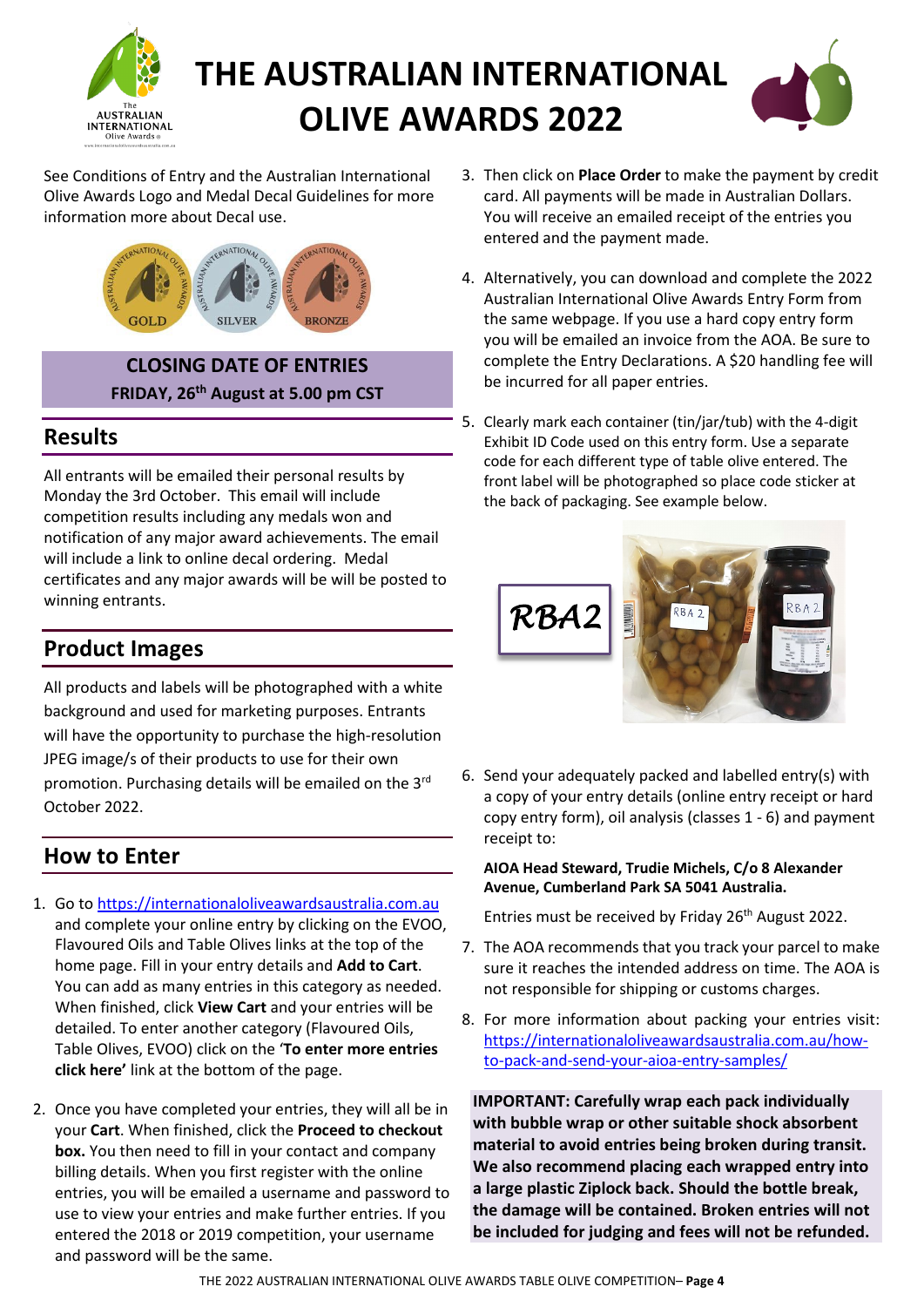# THE AUSTRALIAN INTERNATIONAL OLIVE AWARDS 2022

See Conditions of Entry and the Australian International Olive Awards Logo and Medal Decal Guidelines for more information more about Decal use.

GOLD SILVER BRONZE

**CLOSING DATE OF ENTRIES**
**FRIDAY, 26th August at 5.00 pm CST**

## Results

All entrants will be emailed their personal results by Monday the 3rd October. This email will include competition results including any medals won and notification of any major award achievements. The email will include a link to online decal ordering. Medal certificates and any major awards will be will be posted to winning entrants.

## Product Images

All products and labels will be photographed with a white background and used for marketing purposes. Entrants will have the opportunity to purchase the high-resolution JPEG image/s of their products to use for their own promotion. Purchasing details will be emailed on the 3rd October 2022.

## How to Enter

1. Go to https://internationaloliveawardsaustralia.com.au and complete your online entry by clicking on the EVOO, Flavoured Oils and Table Olives links at the top of the home page. Fill in your entry details and **Add to Cart**. You can add as many entries in this category as needed. When finished, click **View Cart** and your entries will be detailed. To enter another category (Flavoured Oils, Table Olives, EVOO) click on the '**To enter more entries click here'** link at the bottom of the page.
2. Once you have completed your entries, they will all be in your **Cart**. When finished, click the **Proceed to checkout box.** You then need to fill in your contact and company billing details. When you first register with the online entries, you will be emailed a username and password to use to view your entries and make further entries. If you entered the 2018 or 2019 competition, your username and password will be the same.
3. Then click on **Place Order** to make the payment by credit card. All payments will be made in Australian Dollars. You will receive an emailed receipt of the entries you entered and the payment made.
4. Alternatively, you can download and complete the 2022 Australian International Olive Awards Entry Form from the same webpage. If you use a hard copy entry form you will be emailed an invoice from the AOA. Be sure to complete the Entry Declarations. A $20 handling fee will be incurred for all paper entries.
5. Clearly mark each container (tin/jar/tub) with the 4-digit Exhibit ID Code used on this entry form. Use a separate code for each different type of table olive entered. The front label will be photographed so place code sticker at the back of packaging. See example below.

   RBA2

6. Send your adequately packed and labelled entry(s) with a copy of your entry details (online entry receipt or hard copy entry form), oil analysis (classes 1 - 6) and payment receipt to:

   **AIOA Head Steward, Trudie Michels, C/o 8 Alexander Avenue, Cumberland Park SA 5041 Australia.**

   Entries must be received by Friday 26th August 2022.

7. The AOA recommends that you track your parcel to make sure it reaches the intended address on time. The AOA is not responsible for shipping or customs charges.
8. For more information about packing your entries visit: https://internationaloliveawardsaustralia.com.au/how-to-pack-and-send-your-aioa-entry-samples/

**IMPORTANT: Carefully wrap each pack individually with bubble wrap or other suitable shock absorbent material to avoid entries being broken during transit. We also recommend placing each wrapped entry into a large plastic Ziplock back. Should the bottle break, the damage will be contained. Broken entries will not be included for judging and fees will not be refunded.**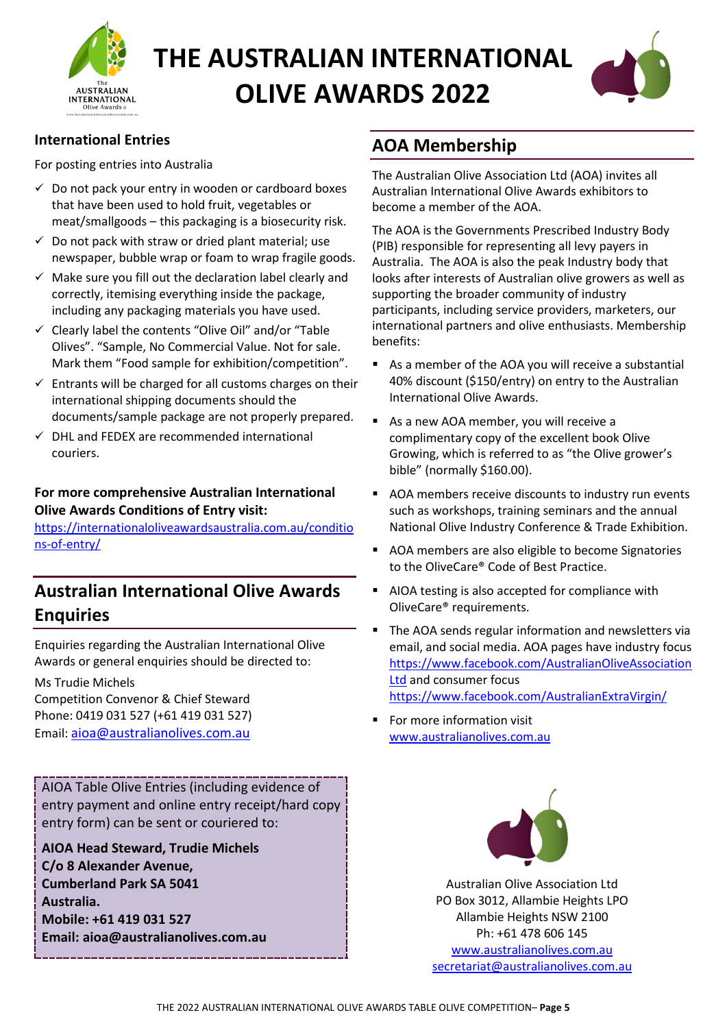# THE AUSTRALIAN INTERNATIONAL OLIVE AWARDS 2022

### International Entries

For posting entries into Australia

- ✓ Do not pack your entry in wooden or cardboard boxes that have been used to hold fruit, vegetables or meat/smallgoods – this packaging is a biosecurity risk.
- ✓ Do not pack with straw or dried plant material; use newspaper, bubble wrap or foam to wrap fragile goods.
- ✓ Make sure you fill out the declaration label clearly and correctly, itemising everything inside the package, including any packaging materials you have used.
- ✓ Clearly label the contents "Olive Oil" and/or "Table Olives". "Sample, No Commercial Value. Not for sale. Mark them "Food sample for exhibition/competition".
- ✓ Entrants will be charged for all customs charges on their international shipping documents should the documents/sample package are not properly prepared.
- ✓ DHL and FEDEX are recommended international couriers.

**For more comprehensive Australian International Olive Awards Conditions of Entry visit:**
https://internationaloliveawardsaustralia.com.au/conditions-of-entry/

## Australian International Olive Awards Enquiries

Enquiries regarding the Australian International Olive Awards or general enquiries should be directed to:

Ms Trudie Michels
Competition Convenor & Chief Steward
Phone: 0419 031 527 (+61 419 031 527)
Email: aioa@australianolives.com.au

AIOA Table Olive Entries (including evidence of entry payment and online entry receipt/hard copy entry form) can be sent or couriered to:

**AIOA Head Steward, Trudie Michels**
**C/o 8 Alexander Avenue,**
**Cumberland Park SA 5041**
**Australia.**
**Mobile: +61 419 031 527**
**Email: aioa@australianolives.com.au**

## AOA Membership

The Australian Olive Association Ltd (AOA) invites all Australian International Olive Awards exhibitors to become a member of the AOA.

The AOA is the Governments Prescribed Industry Body (PIB) responsible for representing all levy payers in Australia. The AOA is also the peak Industry body that looks after interests of Australian olive growers as well as supporting the broader community of industry participants, including service providers, marketers, our international partners and olive enthusiasts. Membership benefits:

- As a member of the AOA you will receive a substantial 40% discount ($150/entry) on entry to the Australian International Olive Awards.
- As a new AOA member, you will receive a complimentary copy of the excellent book Olive Growing, which is referred to as "the Olive grower's bible" (normally $160.00).
- AOA members receive discounts to industry run events such as workshops, training seminars and the annual National Olive Industry Conference & Trade Exhibition.
- AOA members are also eligible to become Signatories to the OliveCare® Code of Best Practice.
- AIOA testing is also accepted for compliance with OliveCare® requirements.
- The AOA sends regular information and newsletters via email, and social media. AOA pages have industry focus https://www.facebook.com/AustralianOliveAssociationLtd and consumer focus https://www.facebook.com/AustralianExtraVirgin/
- For more information visit www.australianolives.com.au

Australian Olive Association Ltd
PO Box 3012, Allambie Heights LPO
Allambie Heights NSW 2100
Ph: +61 478 606 145
www.australianolives.com.au
secretariat@australianolives.com.au